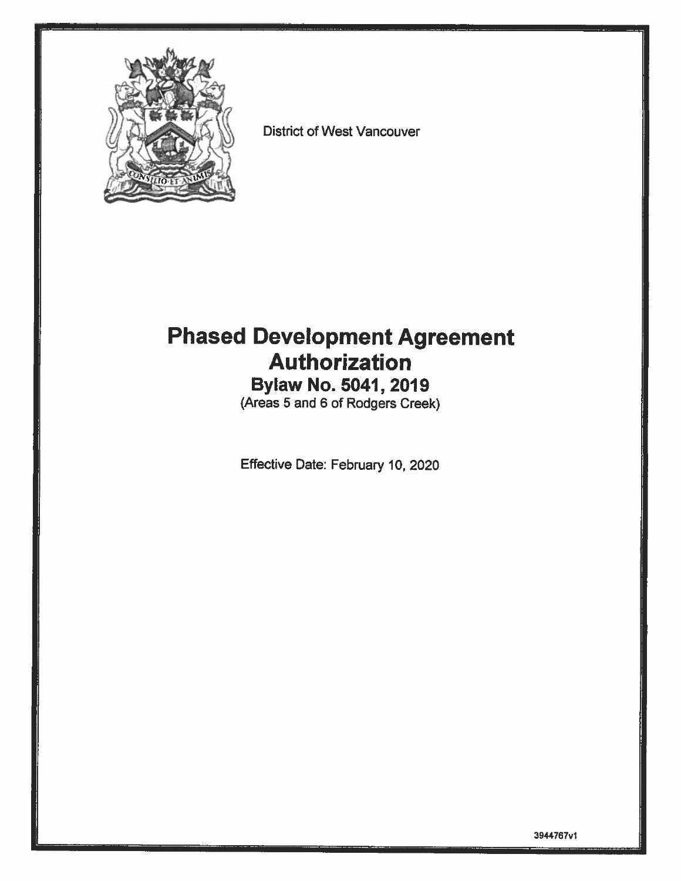District of West Vancouver

# Phased Development Agreement Authorization

## Bylaw No. 5041, 2019

(Areas 5 and 6 of Rodgers Creek)

Effective Date: February 10, 2020

3944767v1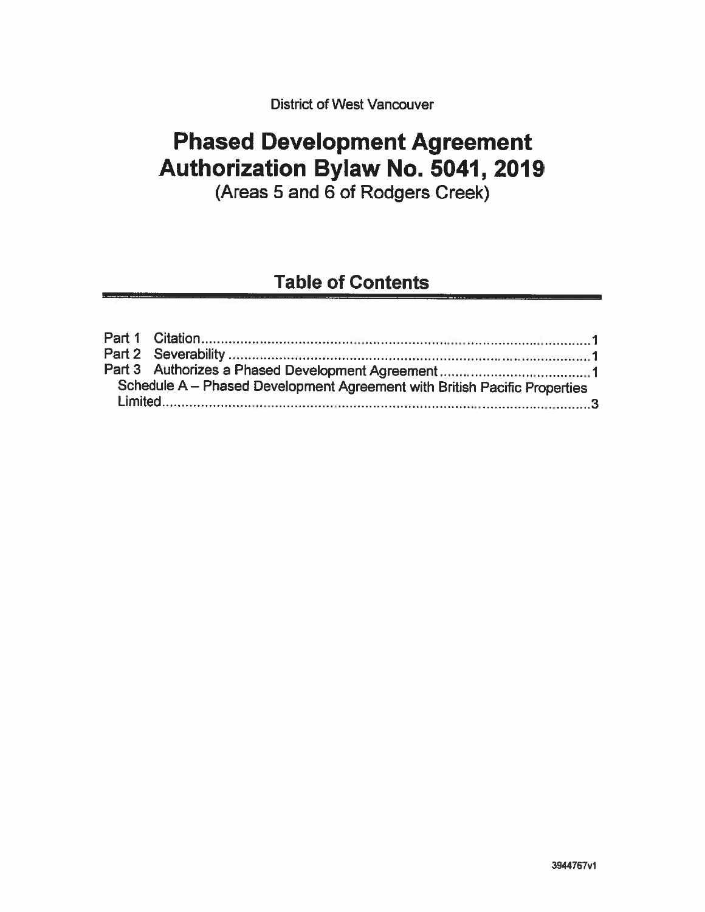District of West Vancouver

# Phased Development Agreement Authorization Bylaw No. 5041, 2019

(Areas 5 and 6 of Rodgers Creek)

## Table of Contents

Part 1 Citation ........................................................................................................1
Part 2 Severability ...................................................................................................1
Part 3 Authorizes a Phased Development Agreement ............................................1
Schedule A – Phased Development Agreement with British Pacific Properties Limited ..................................................................................................................3

3944767v1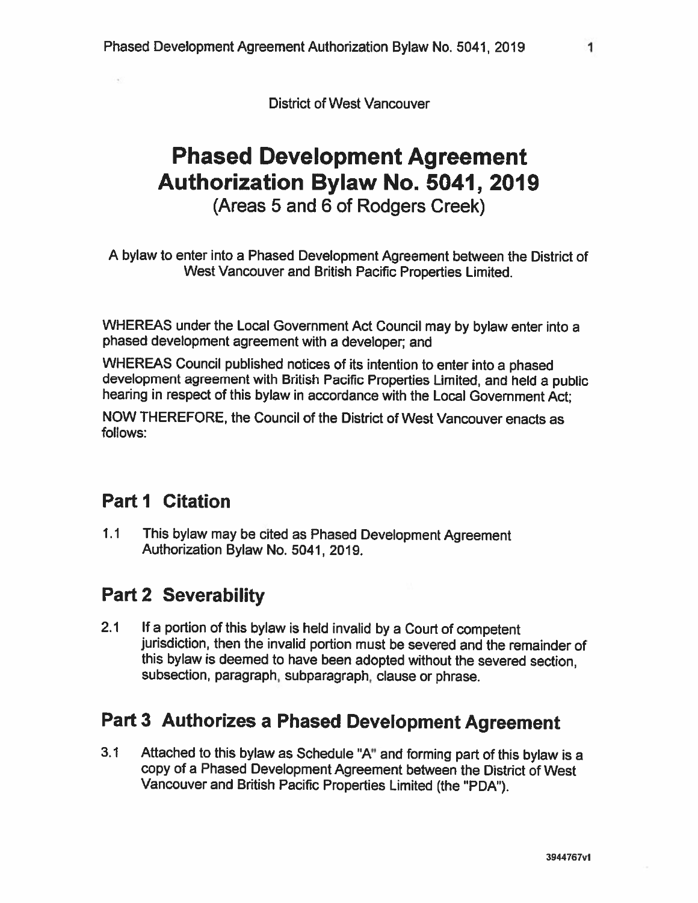District of West Vancouver

# Phased Development Agreement Authorization Bylaw No. 5041, 2019

(Areas 5 and 6 of Rodgers Creek)

A bylaw to enter into a Phased Development Agreement between the District of West Vancouver and British Pacific Properties Limited.

WHEREAS under the Local Government Act Council may by bylaw enter into a phased development agreement with a developer; and

WHEREAS Council published notices of its intention to enter into a phased development agreement with British Pacific Properties Limited, and held a public hearing in respect of this bylaw in accordance with the Local Government Act;

NOW THEREFORE, the Council of the District of West Vancouver enacts as follows:

## Part 1 Citation

1.1 This bylaw may be cited as Phased Development Agreement Authorization Bylaw No. 5041, 2019.

## Part 2 Severability

2.1 If a portion of this bylaw is held invalid by a Court of competent jurisdiction, then the invalid portion must be severed and the remainder of this bylaw is deemed to have been adopted without the severed section, subsection, paragraph, subparagraph, clause or phrase.

## Part 3 Authorizes a Phased Development Agreement

3.1 Attached to this bylaw as Schedule "A" and forming part of this bylaw is a copy of a Phased Development Agreement between the District of West Vancouver and British Pacific Properties Limited (the "PDA").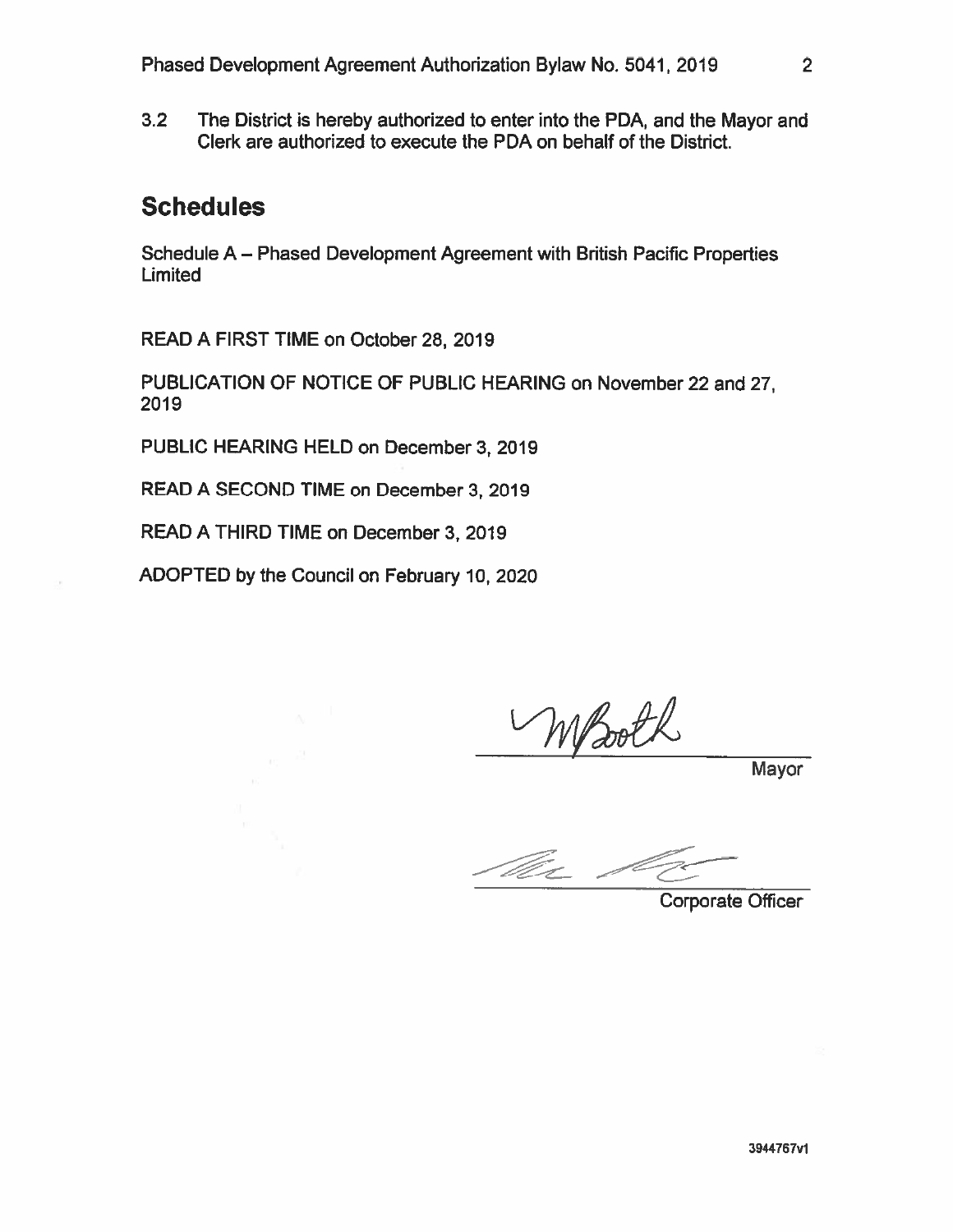3.2 The District is hereby authorized to enter into the PDA, and the Mayor and Clerk are authorized to execute the PDA on behalf of the District.

## Schedules

Schedule A – Phased Development Agreement with British Pacific Properties Limited

READ A FIRST TIME on October 28, 2019

PUBLICATION OF NOTICE OF PUBLIC HEARING on November 22 and 27, 2019

PUBLIC HEARING HELD on December 3, 2019

READ A SECOND TIME on December 3, 2019

READ A THIRD TIME on December 3, 2019

ADOPTED by the Council on February 10, 2020

MBooth

Mayor

Corporate Officer

3944767v1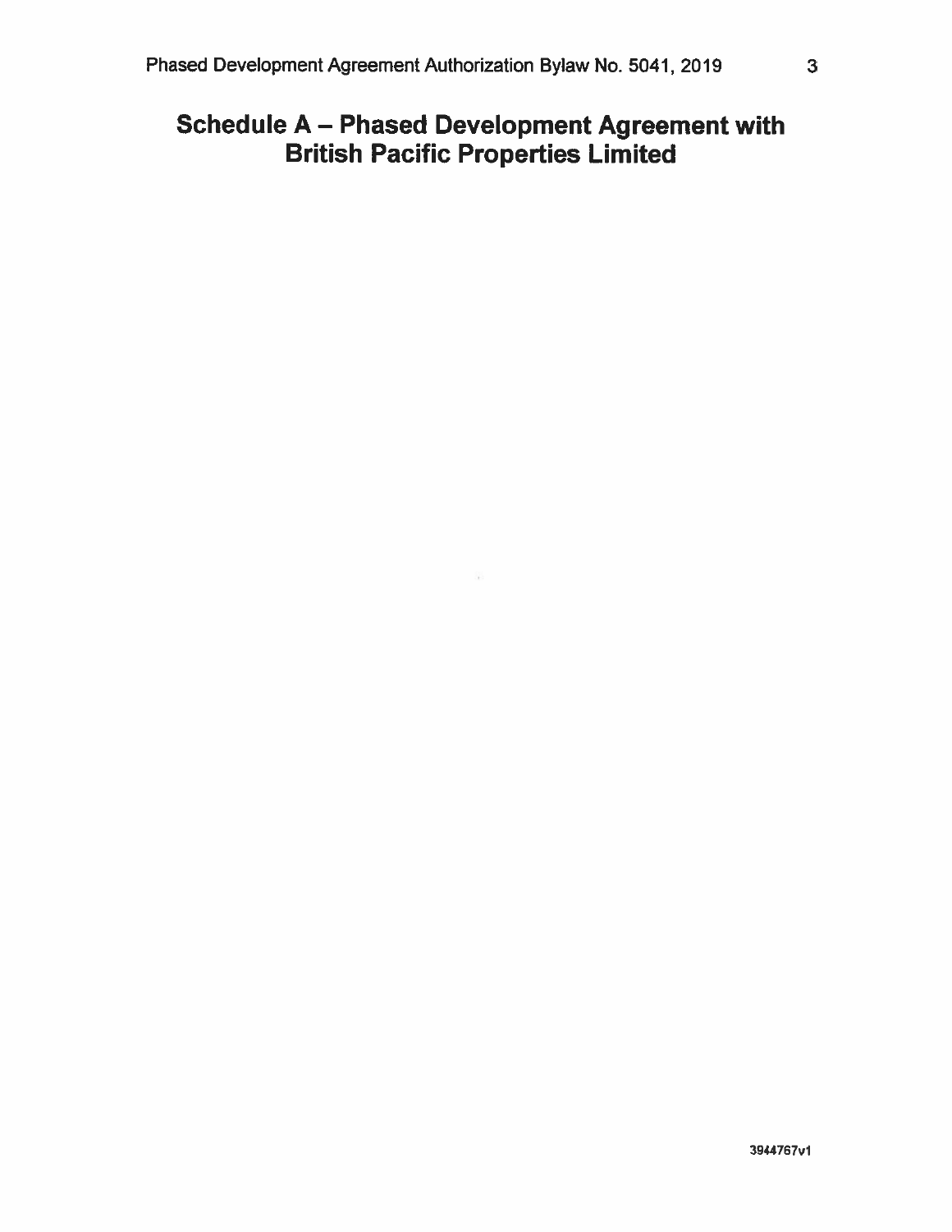# Schedule A – Phased Development Agreement with British Pacific Properties Limited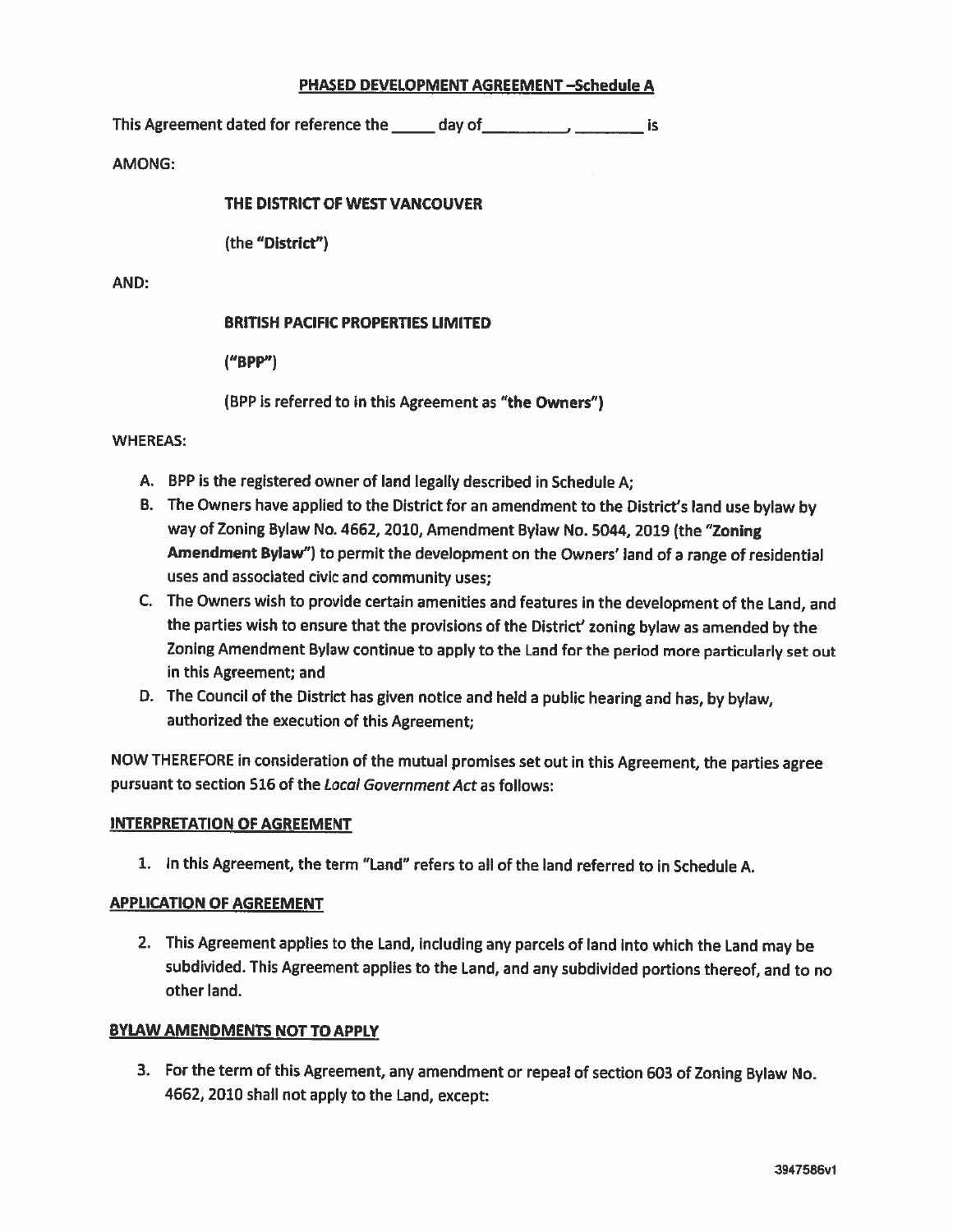## PHASED DEVELOPMENT AGREEMENT –Schedule A

This Agreement dated for reference the _____ day of__________, ________ is

AMONG:

**THE DISTRICT OF WEST VANCOUVER**

(the **"District"**)

AND:

**BRITISH PACIFIC PROPERTIES LIMITED**

(**"BPP"**)

(BPP is referred to in this Agreement as **"the Owners"**)

WHEREAS:

A. BPP is the registered owner of land legally described in Schedule A;

B. The Owners have applied to the District for an amendment to the District's land use bylaw by way of Zoning Bylaw No. 4662, 2010, Amendment Bylaw No. 5044, 2019 (the "**Zoning Amendment Bylaw**") to permit the development on the Owners' land of a range of residential uses and associated civic and community uses;

C. The Owners wish to provide certain amenities and features in the development of the Land, and the parties wish to ensure that the provisions of the District' zoning bylaw as amended by the Zoning Amendment Bylaw continue to apply to the Land for the period more particularly set out in this Agreement; and

D. The Council of the District has given notice and held a public hearing and has, by bylaw, authorized the execution of this Agreement;

NOW THEREFORE in consideration of the mutual promises set out in this Agreement, the parties agree pursuant to section 516 of the *Local Government Act* as follows:

### INTERPRETATION OF AGREEMENT

1. In this Agreement, the term "Land" refers to all of the land referred to in Schedule A.

### APPLICATION OF AGREEMENT

2. This Agreement applies to the Land, including any parcels of land into which the Land may be subdivided. This Agreement applies to the Land, and any subdivided portions thereof, and to no other land.

### BYLAW AMENDMENTS NOT TO APPLY

3. For the term of this Agreement, any amendment or repeal of section 603 of Zoning Bylaw No. 4662, 2010 shall not apply to the Land, except: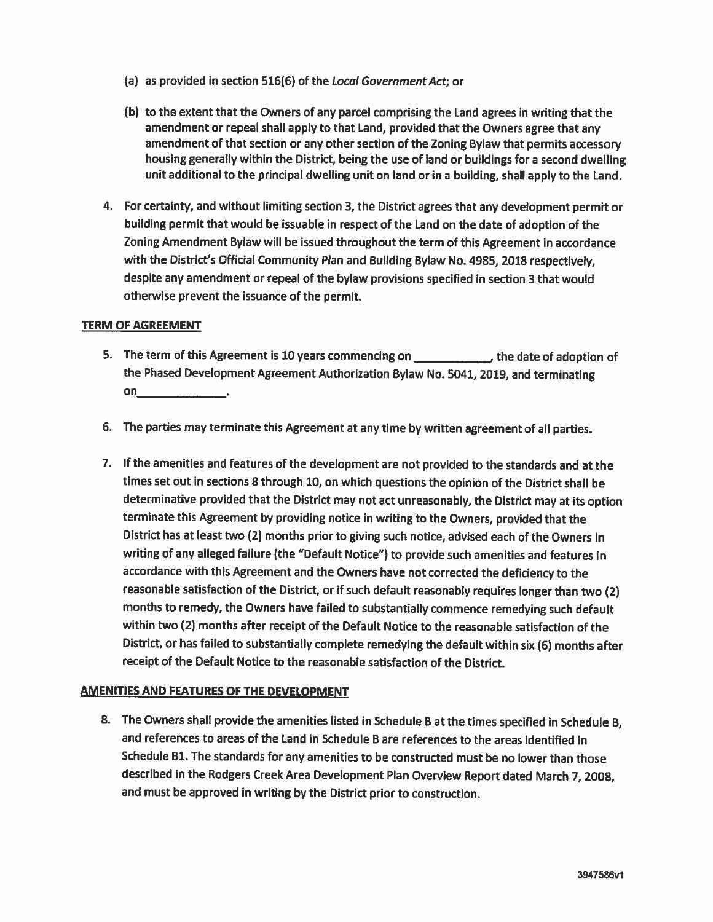(a) as provided in section 516(6) of the *Local Government Act*; or

(b) to the extent that the Owners of any parcel comprising the Land agrees in writing that the amendment or repeal shall apply to that Land, provided that the Owners agree that any amendment of that section or any other section of the Zoning Bylaw that permits accessory housing generally within the District, being the use of land or buildings for a second dwelling unit additional to the principal dwelling unit on land or in a building, shall apply to the Land.

4. For certainty, and without limiting section 3, the District agrees that any development permit or building permit that would be issuable in respect of the Land on the date of adoption of the Zoning Amendment Bylaw will be issued throughout the term of this Agreement in accordance with the District's Official Community Plan and Building Bylaw No. 4985, 2018 respectively, despite any amendment or repeal of the bylaw provisions specified in section 3 that would otherwise prevent the issuance of the permit.

**TERM OF AGREEMENT**

5. The term of this Agreement is 10 years commencing on ____________, the date of adoption of the Phased Development Agreement Authorization Bylaw No. 5041, 2019, and terminating on______________.

6. The parties may terminate this Agreement at any time by written agreement of all parties.

7. If the amenities and features of the development are not provided to the standards and at the times set out in sections 8 through 10, on which questions the opinion of the District shall be determinative provided that the District may not act unreasonably, the District may at its option terminate this Agreement by providing notice in writing to the Owners, provided that the District has at least two (2) months prior to giving such notice, advised each of the Owners in writing of any alleged failure (the "Default Notice") to provide such amenities and features in accordance with this Agreement and the Owners have not corrected the deficiency to the reasonable satisfaction of the District, or if such default reasonably requires longer than two (2) months to remedy, the Owners have failed to substantially commence remedying such default within two (2) months after receipt of the Default Notice to the reasonable satisfaction of the District, or has failed to substantially complete remedying the default within six (6) months after receipt of the Default Notice to the reasonable satisfaction of the District.

**AMENITIES AND FEATURES OF THE DEVELOPMENT**

8. The Owners shall provide the amenities listed in Schedule B at the times specified in Schedule B, and references to areas of the Land in Schedule B are references to the areas identified in Schedule B1. The standards for any amenities to be constructed must be no lower than those described in the Rodgers Creek Area Development Plan Overview Report dated March 7, 2008, and must be approved in writing by the District prior to construction.

3947586v1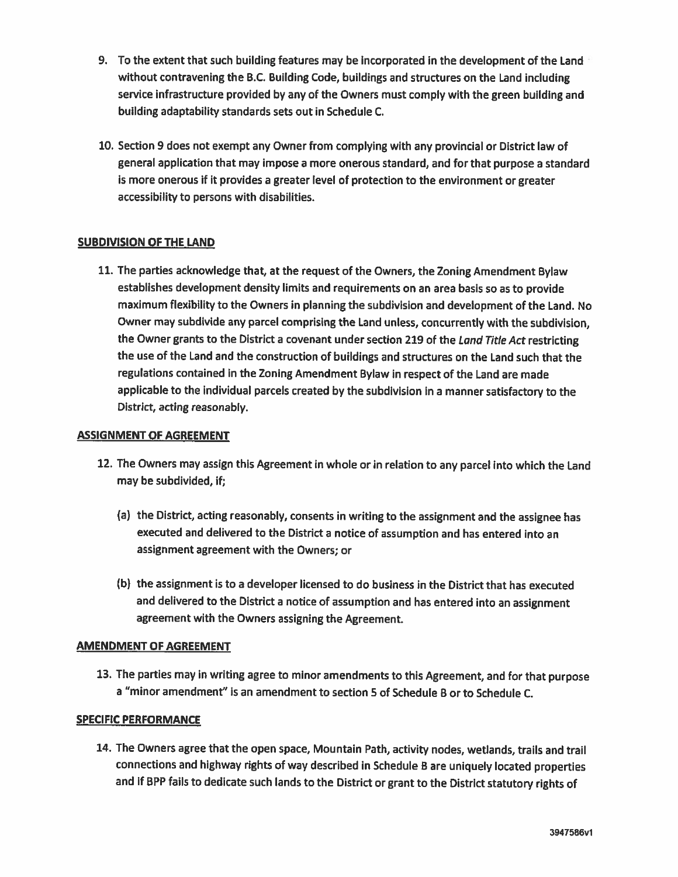9. To the extent that such building features may be incorporated in the development of the Land without contravening the B.C. Building Code, buildings and structures on the Land including service infrastructure provided by any of the Owners must comply with the green building and building adaptability standards sets out in Schedule C.

10. Section 9 does not exempt any Owner from complying with any provincial or District law of general application that may impose a more onerous standard, and for that purpose a standard is more onerous if it provides a greater level of protection to the environment or greater accessibility to persons with disabilities.

**SUBDIVISION OF THE LAND**

11. The parties acknowledge that, at the request of the Owners, the Zoning Amendment Bylaw establishes development density limits and requirements on an area basis so as to provide maximum flexibility to the Owners in planning the subdivision and development of the Land. No Owner may subdivide any parcel comprising the Land unless, concurrently with the subdivision, the Owner grants to the District a covenant under section 219 of the *Land Title Act* restricting the use of the Land and the construction of buildings and structures on the Land such that the regulations contained in the Zoning Amendment Bylaw in respect of the Land are made applicable to the individual parcels created by the subdivision in a manner satisfactory to the District, acting reasonably.

**ASSIGNMENT OF AGREEMENT**

12. The Owners may assign this Agreement in whole or in relation to any parcel into which the Land may be subdivided, if;

    (a) the District, acting reasonably, consents in writing to the assignment and the assignee has executed and delivered to the District a notice of assumption and has entered into an assignment agreement with the Owners; or

    (b) the assignment is to a developer licensed to do business in the District that has executed and delivered to the District a notice of assumption and has entered into an assignment agreement with the Owners assigning the Agreement.

**AMENDMENT OF AGREEMENT**

13. The parties may in writing agree to minor amendments to this Agreement, and for that purpose a "minor amendment" is an amendment to section 5 of Schedule B or to Schedule C.

**SPECIFIC PERFORMANCE**

14. The Owners agree that the open space, Mountain Path, activity nodes, wetlands, trails and trail connections and highway rights of way described in Schedule B are uniquely located properties and if BPP fails to dedicate such lands to the District or grant to the District statutory rights of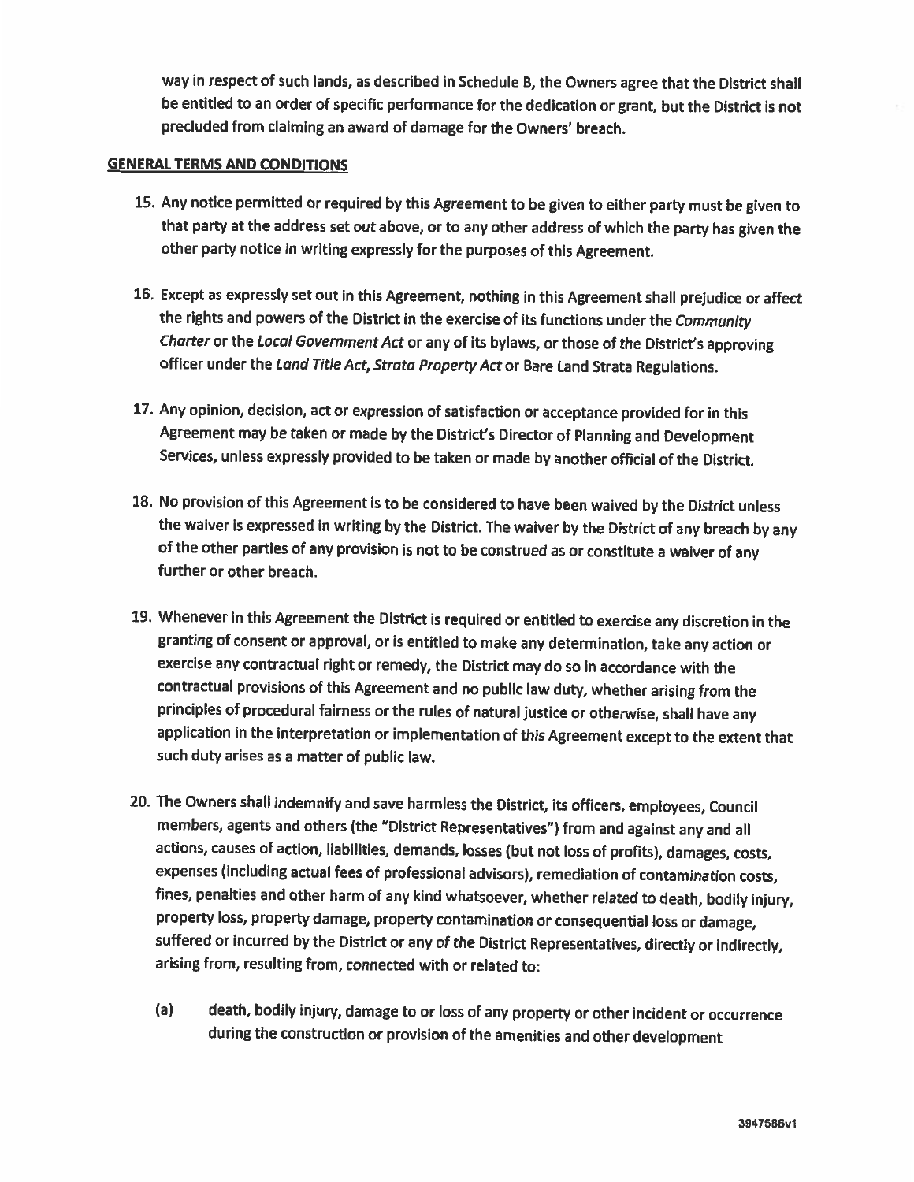way in respect of such lands, as described in Schedule B, the Owners agree that the District shall be entitled to an order of specific performance for the dedication or grant, but the District is not precluded from claiming an award of damage for the Owners' breach.

## GENERAL TERMS AND CONDITIONS

15. Any notice permitted or required by this Agreement to be given to either party must be given to that party at the address set out above, or to any other address of which the party has given the other party notice in writing expressly for the purposes of this Agreement.

16. Except as expressly set out in this Agreement, nothing in this Agreement shall prejudice or affect the rights and powers of the District in the exercise of its functions under the *Community Charter* or the *Local Government Act* or any of its bylaws, or those of the District's approving officer under the *Land Title Act*, *Strata Property Act* or Bare Land Strata Regulations.

17. Any opinion, decision, act or expression of satisfaction or acceptance provided for in this Agreement may be taken or made by the District's Director of Planning and Development Services, unless expressly provided to be taken or made by another official of the District.

18. No provision of this Agreement is to be considered to have been waived by the District unless the waiver is expressed in writing by the District. The waiver by the District of any breach by any of the other parties of any provision is not to be construed as or constitute a waiver of any further or other breach.

19. Whenever in this Agreement the District is required or entitled to exercise any discretion in the granting of consent or approval, or is entitled to make any determination, take any action or exercise any contractual right or remedy, the District may do so in accordance with the contractual provisions of this Agreement and no public law duty, whether arising from the principles of procedural fairness or the rules of natural justice or otherwise, shall have any application in the interpretation or implementation of this Agreement except to the extent that such duty arises as a matter of public law.

20. The Owners shall indemnify and save harmless the District, its officers, employees, Council members, agents and others (the "District Representatives") from and against any and all actions, causes of action, liabilities, demands, losses (but not loss of profits), damages, costs, expenses (including actual fees of professional advisors), remediation of contamination costs, fines, penalties and other harm of any kind whatsoever, whether related to death, bodily injury, property loss, property damage, property contamination or consequential loss or damage, suffered or incurred by the District or any of the District Representatives, directly or indirectly, arising from, resulting from, connected with or related to:

    (a) death, bodily injury, damage to or loss of any property or other incident or occurrence during the construction or provision of the amenities and other development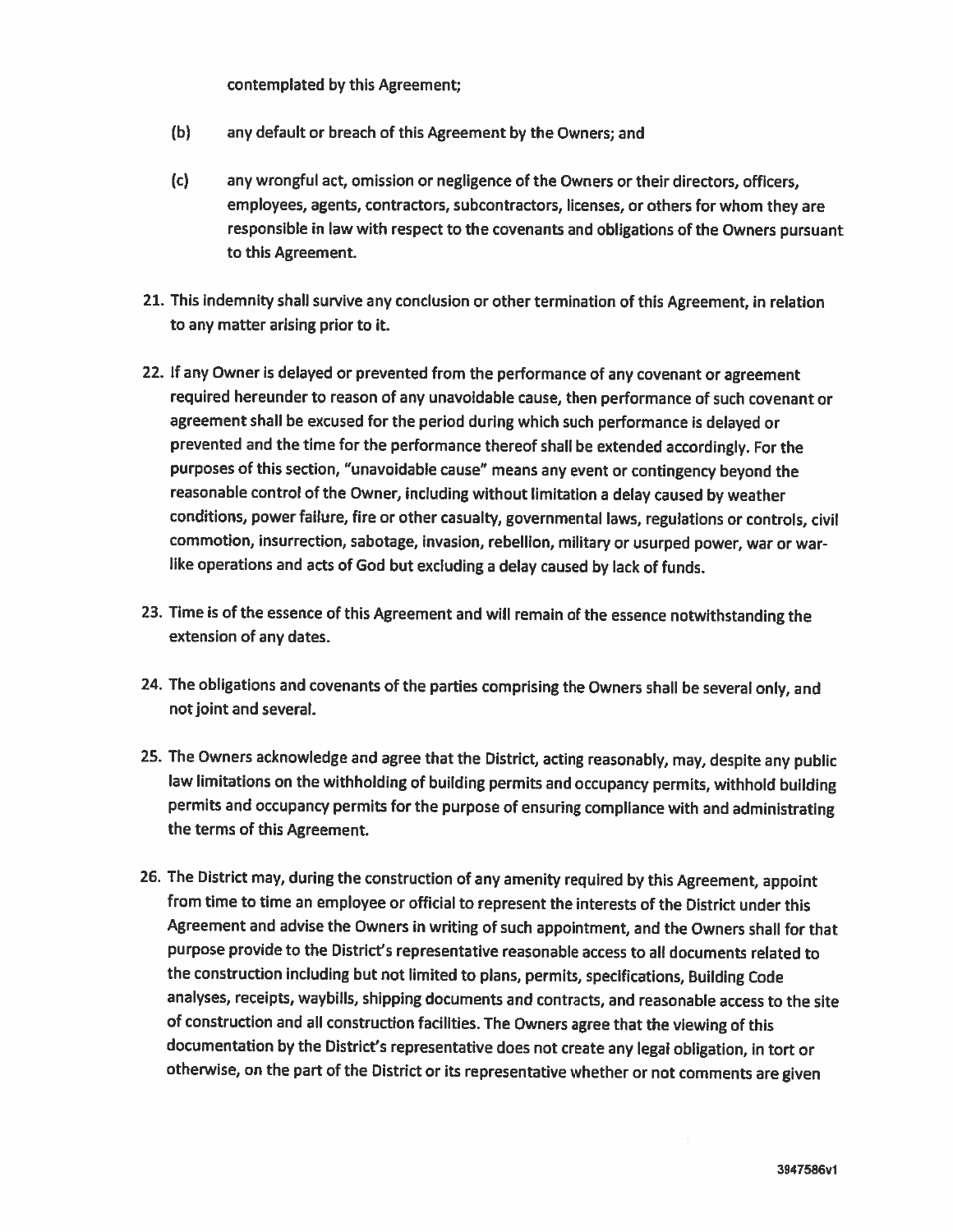contemplated by this Agreement;

(b) any default or breach of this Agreement by the Owners; and

(c) any wrongful act, omission or negligence of the Owners or their directors, officers, employees, agents, contractors, subcontractors, licenses, or others for whom they are responsible in law with respect to the covenants and obligations of the Owners pursuant to this Agreement.

21. This indemnity shall survive any conclusion or other termination of this Agreement, in relation to any matter arising prior to it.

22. If any Owner is delayed or prevented from the performance of any covenant or agreement required hereunder to reason of any unavoidable cause, then performance of such covenant or agreement shall be excused for the period during which such performance is delayed or prevented and the time for the performance thereof shall be extended accordingly. For the purposes of this section, "unavoidable cause" means any event or contingency beyond the reasonable control of the Owner, including without limitation a delay caused by weather conditions, power failure, fire or other casualty, governmental laws, regulations or controls, civil commotion, insurrection, sabotage, invasion, rebellion, military or usurped power, war or war-like operations and acts of God but excluding a delay caused by lack of funds.

23. Time is of the essence of this Agreement and will remain of the essence notwithstanding the extension of any dates.

24. The obligations and covenants of the parties comprising the Owners shall be several only, and not joint and several.

25. The Owners acknowledge and agree that the District, acting reasonably, may, despite any public law limitations on the withholding of building permits and occupancy permits, withhold building permits and occupancy permits for the purpose of ensuring compliance with and administrating the terms of this Agreement.

26. The District may, during the construction of any amenity required by this Agreement, appoint from time to time an employee or official to represent the interests of the District under this Agreement and advise the Owners in writing of such appointment, and the Owners shall for that purpose provide to the District's representative reasonable access to all documents related to the construction including but not limited to plans, permits, specifications, Building Code analyses, receipts, waybills, shipping documents and contracts, and reasonable access to the site of construction and all construction facilities. The Owners agree that the viewing of this documentation by the District's representative does not create any legal obligation, in tort or otherwise, on the part of the District or its representative whether or not comments are given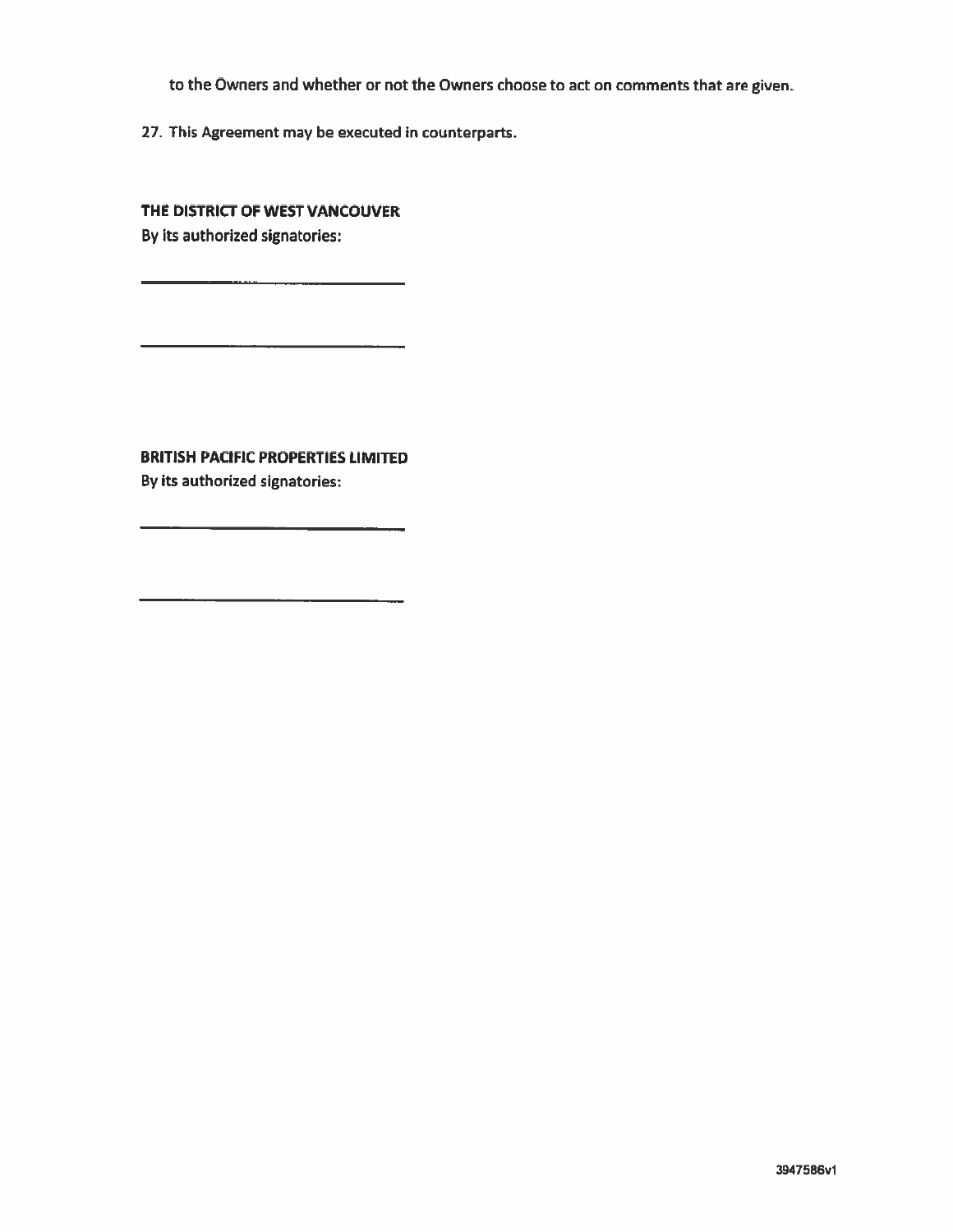to the Owners and whether or not the Owners choose to act on comments that are given.

27. This Agreement may be executed in counterparts.

**THE DISTRICT OF WEST VANCOUVER**
By its authorized signatories:

______________________________

______________________________

**BRITISH PACIFIC PROPERTIES LIMITED**
By its authorized signatories:

______________________________

______________________________

3947586v1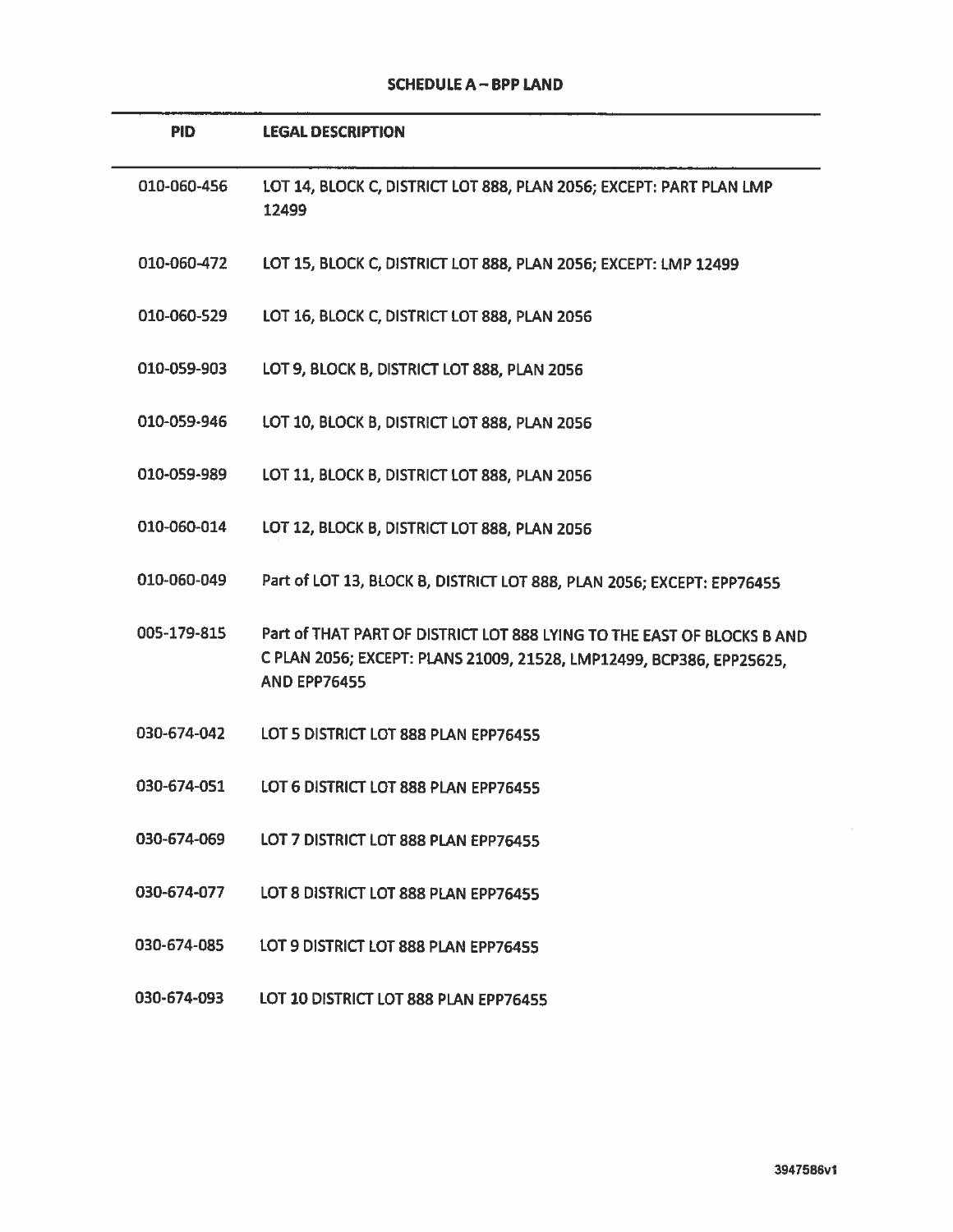**SCHEDULE A – BPP LAND**

| PID | LEGAL DESCRIPTION |
|---|---|
| 010-060-456 | LOT 14, BLOCK C, DISTRICT LOT 888, PLAN 2056; EXCEPT: PART PLAN LMP 12499 |
| 010-060-472 | LOT 15, BLOCK C, DISTRICT LOT 888, PLAN 2056; EXCEPT: LMP 12499 |
| 010-060-529 | LOT 16, BLOCK C, DISTRICT LOT 888, PLAN 2056 |
| 010-059-903 | LOT 9, BLOCK B, DISTRICT LOT 888, PLAN 2056 |
| 010-059-946 | LOT 10, BLOCK B, DISTRICT LOT 888, PLAN 2056 |
| 010-059-989 | LOT 11, BLOCK B, DISTRICT LOT 888, PLAN 2056 |
| 010-060-014 | LOT 12, BLOCK B, DISTRICT LOT 888, PLAN 2056 |
| 010-060-049 | Part of LOT 13, BLOCK B, DISTRICT LOT 888, PLAN 2056; EXCEPT: EPP76455 |
| 005-179-815 | Part of THAT PART OF DISTRICT LOT 888 LYING TO THE EAST OF BLOCKS B AND C PLAN 2056; EXCEPT: PLANS 21009, 21528, LMP12499, BCP386, EPP25625, AND EPP76455 |
| 030-674-042 | LOT 5 DISTRICT LOT 888 PLAN EPP76455 |
| 030-674-051 | LOT 6 DISTRICT LOT 888 PLAN EPP76455 |
| 030-674-069 | LOT 7 DISTRICT LOT 888 PLAN EPP76455 |
| 030-674-077 | LOT 8 DISTRICT LOT 888 PLAN EPP76455 |
| 030-674-085 | LOT 9 DISTRICT LOT 888 PLAN EPP76455 |
| 030-674-093 | LOT 10 DISTRICT LOT 888 PLAN EPP76455 |

3947586v1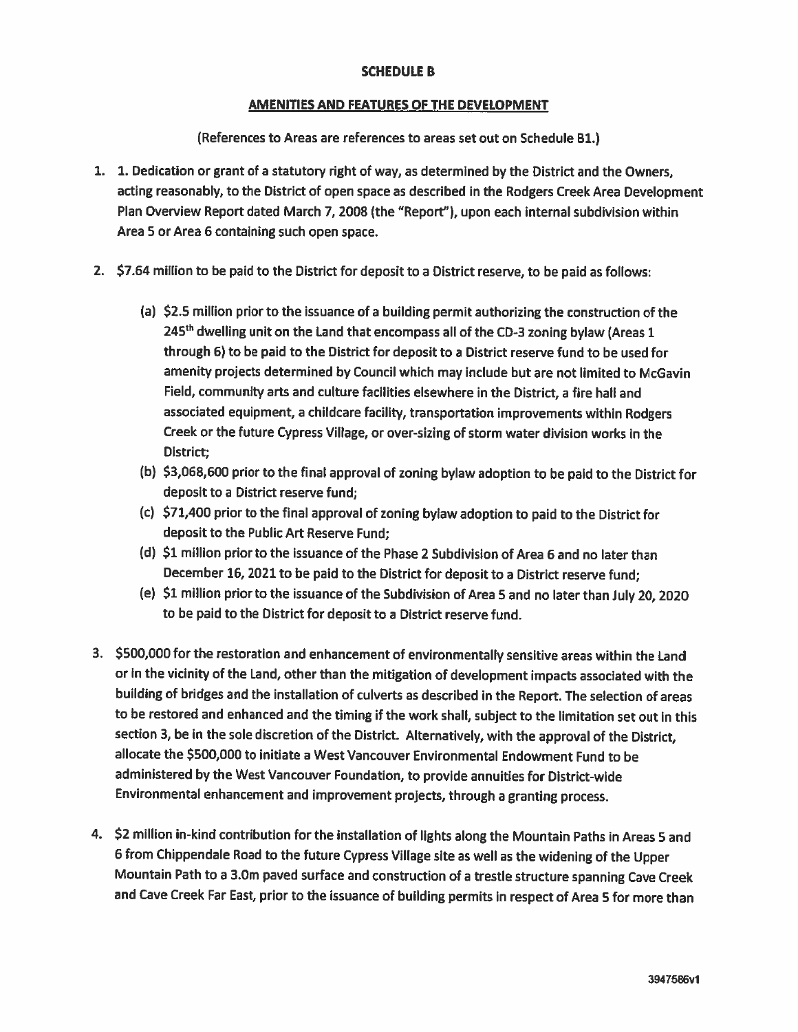**SCHEDULE B**

**AMENITIES AND FEATURES OF THE DEVELOPMENT**

**(References to Areas are references to areas set out on Schedule B1.)**

1. **1. Dedication or grant of a statutory right of way, as determined by the District and the Owners, acting reasonably, to the District of open space as described in the Rodgers Creek Area Development Plan Overview Report dated March 7, 2008 (the "Report"), upon each internal subdivision within Area 5 or Area 6 containing such open space.**

2. $7.64 million to be paid to the District for deposit to a District reserve, to be paid as follows:

   (a) $2.5 million prior to the issuance of a building permit authorizing the construction of the 245th dwelling unit on the Land that encompass all of the CD-3 zoning bylaw (Areas 1 through 6) to be paid to the District for deposit to a District reserve fund to be used for amenity projects determined by Council which may include but are not limited to McGavin Field, community arts and culture facilities elsewhere in the District, a fire hall and associated equipment, a childcare facility, transportation improvements within Rodgers Creek or the future Cypress Village, or over-sizing of storm water division works in the District;

   (b) $3,068,600 prior to the final approval of zoning bylaw adoption to be paid to the District for deposit to a District reserve fund;

   (c) $71,400 prior to the final approval of zoning bylaw adoption to paid to the District for deposit to the Public Art Reserve Fund;

   (d) $1 million prior to the issuance of the Phase 2 Subdivision of Area 6 and no later than December 16, 2021 to be paid to the District for deposit to a District reserve fund;

   (e) $1 million prior to the issuance of the Subdivision of Area 5 and no later than July 20, 2020 to be paid to the District for deposit to a District reserve fund.

3. $500,000 for the restoration and enhancement of environmentally sensitive areas within the Land or in the vicinity of the Land, other than the mitigation of development impacts associated with the building of bridges and the installation of culverts as described in the Report. The selection of areas to be restored and enhanced and the timing if the work shall, subject to the limitation set out in this section 3, be in the sole discretion of the District. Alternatively, with the approval of the District, allocate the $500,000 to initiate a West Vancouver Environmental Endowment Fund to be administered by the West Vancouver Foundation, to provide annuities for District-wide Environmental enhancement and improvement projects, through a granting process.

4. $2 million in-kind contribution for the installation of lights along the Mountain Paths in Areas 5 and 6 from Chippendale Road to the future Cypress Village site as well as the widening of the Upper Mountain Path to a 3.0m paved surface and construction of a trestle structure spanning Cave Creek and Cave Creek Far East, prior to the issuance of building permits in respect of Area 5 for more than

3947586v1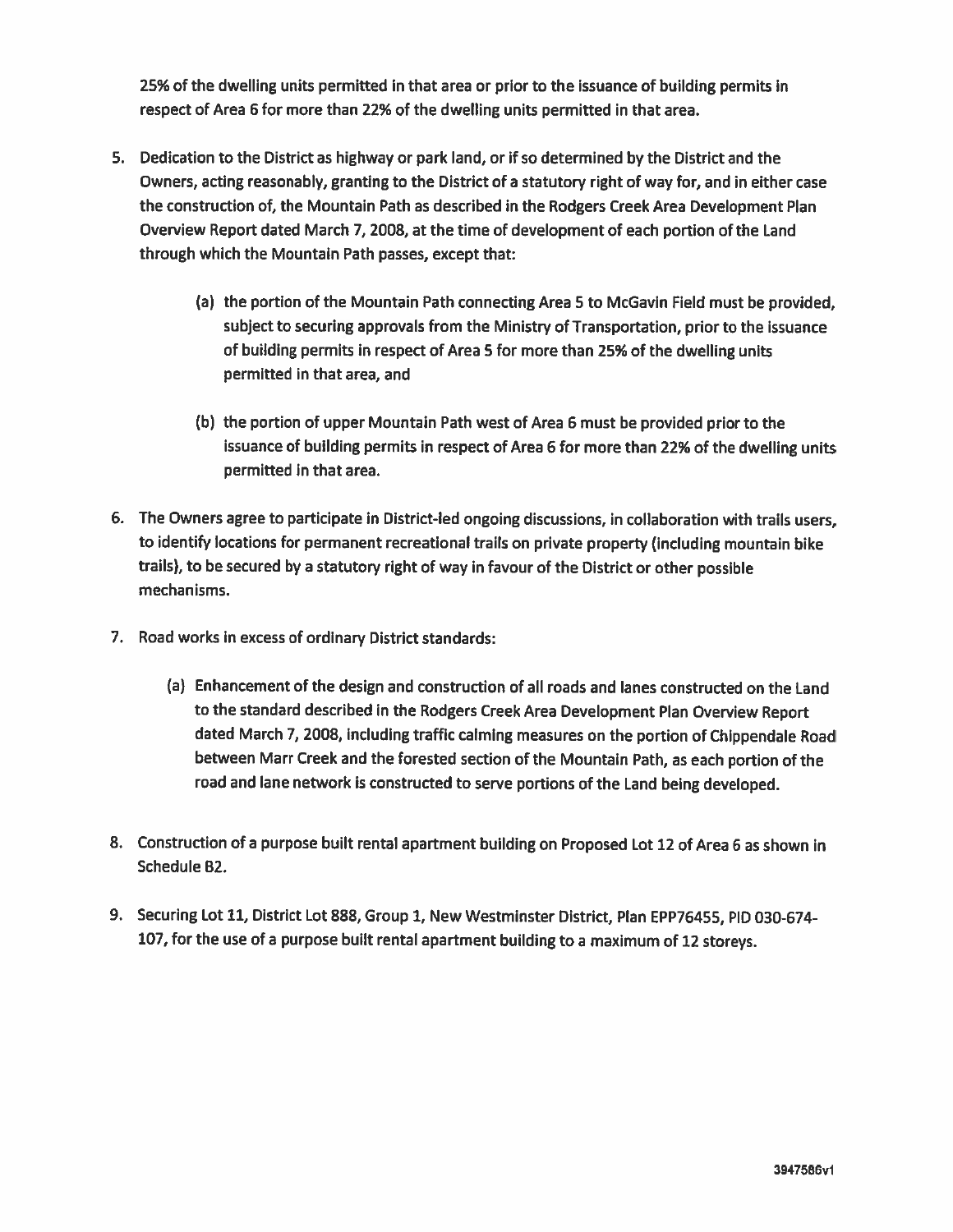25% of the dwelling units permitted in that area or prior to the issuance of building permits in respect of Area 6 for more than 22% of the dwelling units permitted in that area.

5. Dedication to the District as highway or park land, or if so determined by the District and the Owners, acting reasonably, granting to the District of a statutory right of way for, and in either case the construction of, the Mountain Path as described in the Rodgers Creek Area Development Plan Overview Report dated March 7, 2008, at the time of development of each portion of the Land through which the Mountain Path passes, except that:

   (a) the portion of the Mountain Path connecting Area 5 to McGavin Field must be provided, subject to securing approvals from the Ministry of Transportation, prior to the issuance of building permits in respect of Area 5 for more than 25% of the dwelling units permitted in that area, and

   (b) the portion of upper Mountain Path west of Area 6 must be provided prior to the issuance of building permits in respect of Area 6 for more than 22% of the dwelling units permitted in that area.

6. The Owners agree to participate in District-led ongoing discussions, in collaboration with trails users, to identify locations for permanent recreational trails on private property (including mountain bike trails), to be secured by a statutory right of way in favour of the District or other possible mechanisms.

7. Road works in excess of ordinary District standards:

   (a) Enhancement of the design and construction of all roads and lanes constructed on the Land to the standard described in the Rodgers Creek Area Development Plan Overview Report dated March 7, 2008, including traffic calming measures on the portion of Chippendale Road between Marr Creek and the forested section of the Mountain Path, as each portion of the road and lane network is constructed to serve portions of the Land being developed.

8. Construction of a purpose built rental apartment building on Proposed Lot 12 of Area 6 as shown in Schedule B2.

9. Securing Lot 11, District Lot 888, Group 1, New Westminster District, Plan EPP76455, PID 030-674-107, for the use of a purpose built rental apartment building to a maximum of 12 storeys.

3947586v1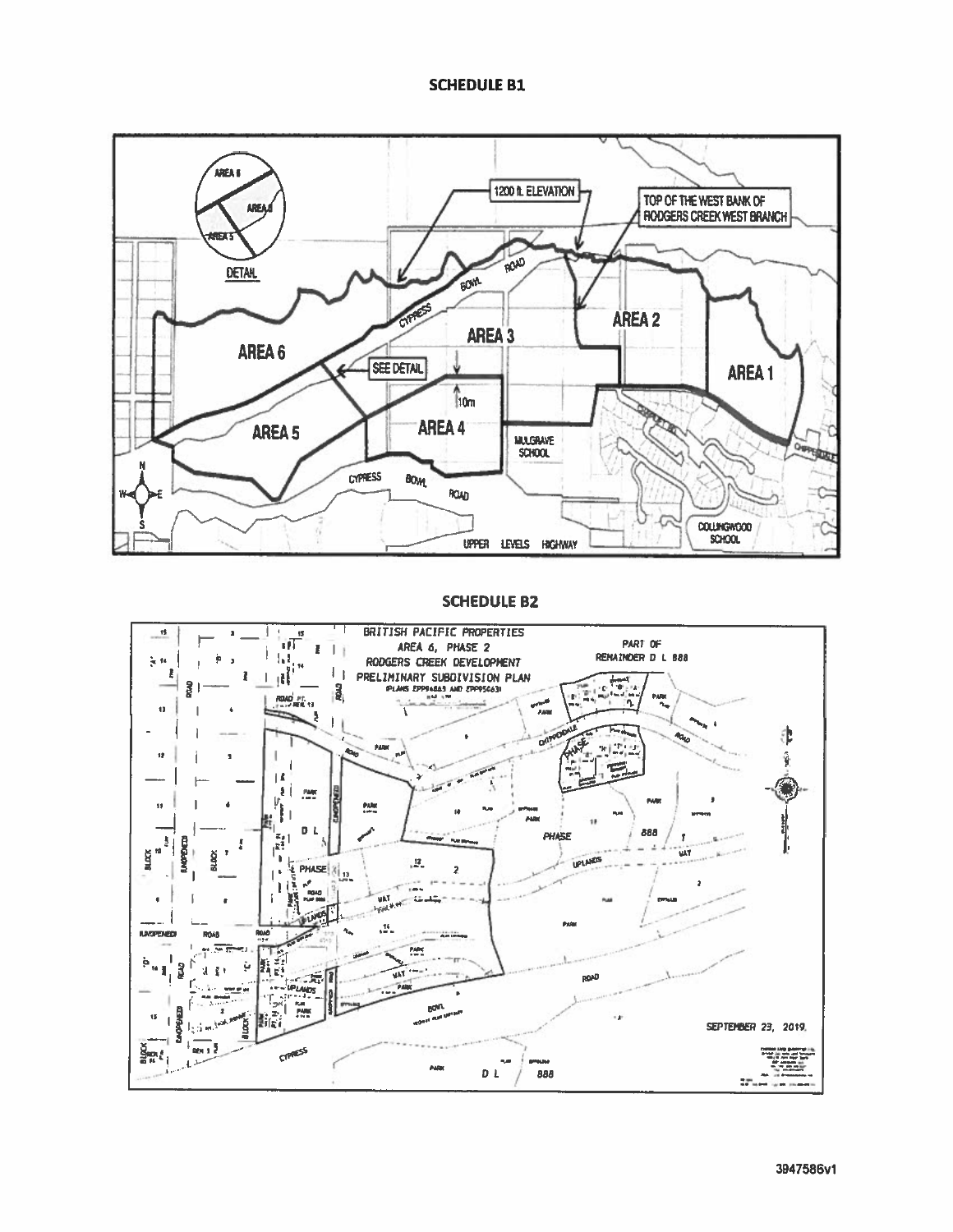## SCHEDULE B1

AREA 6

AREA 5

DETAIL

1200 ft. ELEVATION

TOP OF THE WEST BANK OF RODGERS CREEK WEST BRANCH

CYPRESS BOWL ROAD

AREA 3

AREA 2

AREA 1

SEE DETAIL

10m

AREA 4

MULGRAVE SCHOOL

CHIPPENDALE

COLLINGWOOD SCHOOL

UPPER LEVELS HIGHWAY

## SCHEDULE B2

BRITISH PACIFIC PROPERTIES
AREA 6, PHASE 2
RODGERS CREEK DEVELOPMENT
PRELIMINARY SUBDIVISION PLAN
(PLANS EPP94863 AND EPP95463)

PART OF
REMAINDER D L 888

CHIPPENDALE ROAD

PARK

PHASE

D L 888

UPLANDS WAY

CYPRESS BOWL ROAD

SEPTEMBER 23, 2019.

3947586v1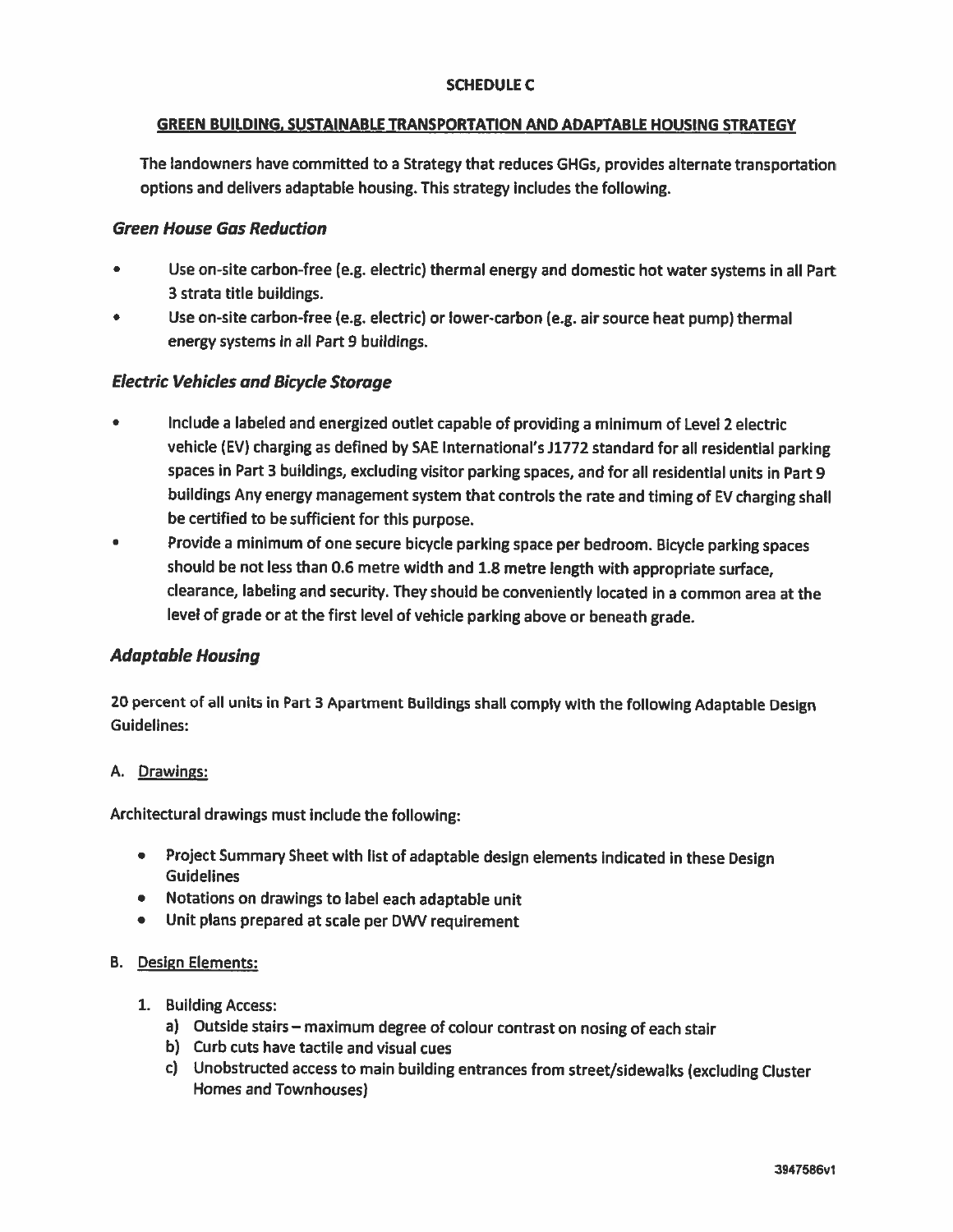**SCHEDULE C**

**GREEN BUILDING, SUSTAINABLE TRANSPORTATION AND ADAPTABLE HOUSING STRATEGY**

The landowners have committed to a Strategy that reduces GHGs, provides alternate transportation options and delivers adaptable housing. This strategy includes the following.

### *Green House Gas Reduction*

- Use on-site carbon-free (e.g. electric) thermal energy and domestic hot water systems in all Part 3 strata title buildings.
- Use on-site carbon-free (e.g. electric) or lower-carbon (e.g. air source heat pump) thermal energy systems in all Part 9 buildings.

### *Electric Vehicles and Bicycle Storage*

- Include a labeled and energized outlet capable of providing a minimum of Level 2 electric vehicle (EV) charging as defined by SAE International's J1772 standard for all residential parking spaces in Part 3 buildings, excluding visitor parking spaces, and for all residential units in Part 9 buildings Any energy management system that controls the rate and timing of EV charging shall be certified to be sufficient for this purpose.
- Provide a minimum of one secure bicycle parking space per bedroom. Bicycle parking spaces should be not less than 0.6 metre width and 1.8 metre length with appropriate surface, clearance, labeling and security. They should be conveniently located in a common area at the level of grade or at the first level of vehicle parking above or beneath grade.

### *Adaptable Housing*

20 percent of all units in Part 3 Apartment Buildings shall comply with the following Adaptable Design Guidelines:

A. Drawings:

Architectural drawings must include the following:

- Project Summary Sheet with list of adaptable design elements indicated in these Design Guidelines
- Notations on drawings to label each adaptable unit
- Unit plans prepared at scale per DWV requirement

B. Design Elements:

1. Building Access:
   a) Outside stairs – maximum degree of colour contrast on nosing of each stair
   b) Curb cuts have tactile and visual cues
   c) Unobstructed access to main building entrances from street/sidewalks (excluding Cluster Homes and Townhouses)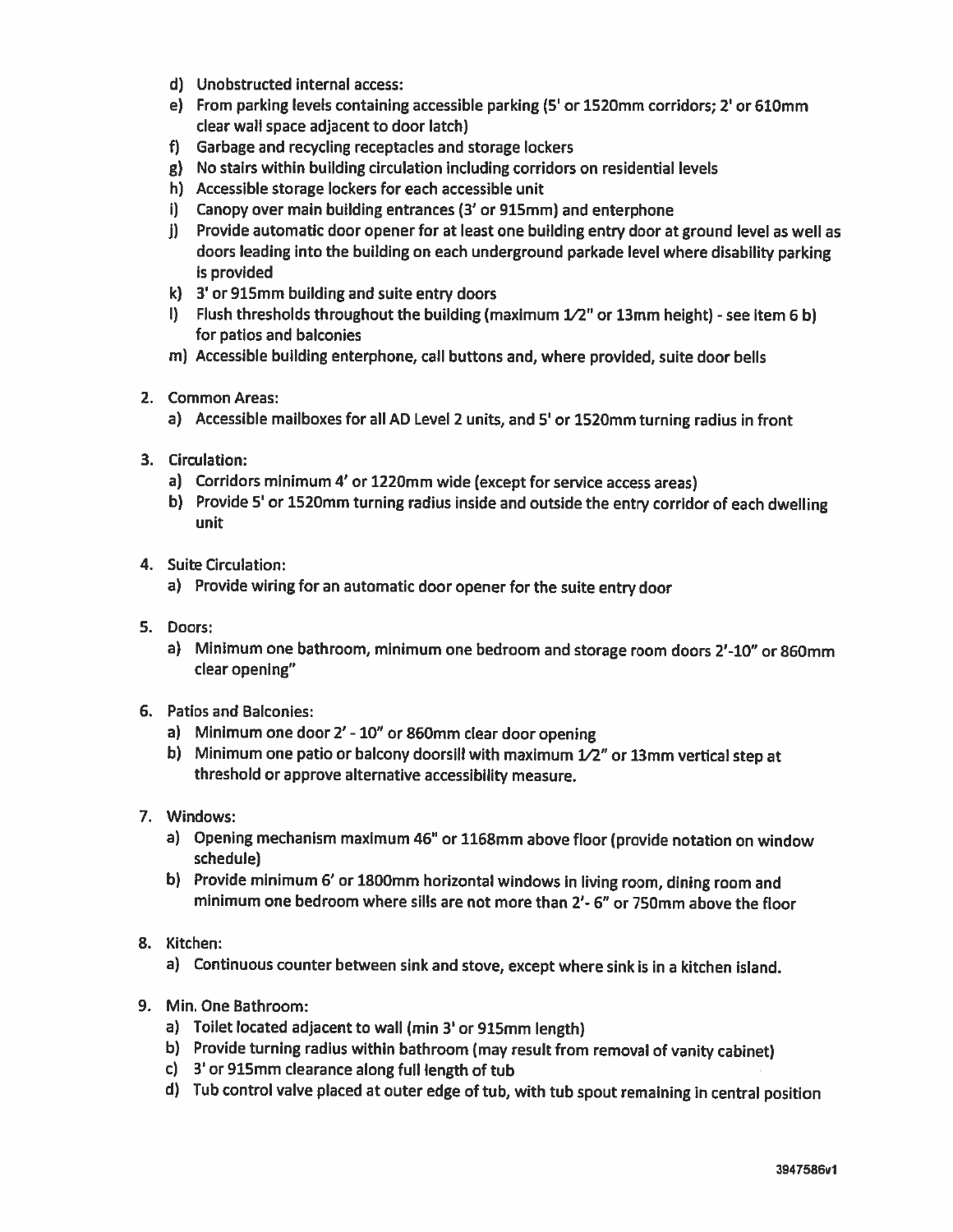d) Unobstructed internal access:
e) From parking levels containing accessible parking (5' or 1520mm corridors; 2' or 610mm clear wall space adjacent to door latch)
f) Garbage and recycling receptacles and storage lockers
g) No stairs within building circulation including corridors on residential levels
h) Accessible storage lockers for each accessible unit
i) Canopy over main building entrances (3' or 915mm) and enterphone
j) Provide automatic door opener for at least one building entry door at ground level as well as doors leading into the building on each underground parkade level where disability parking is provided
k) 3' or 915mm building and suite entry doors
l) Flush thresholds throughout the building (maximum 1/2" or 13mm height) - see item 6 b) for patios and balconies
m) Accessible building enterphone, call buttons and, where provided, suite door bells

2. Common Areas:
   a) Accessible mailboxes for all AD Level 2 units, and 5' or 1520mm turning radius in front

3. Circulation:
   a) Corridors minimum 4' or 1220mm wide (except for service access areas)
   b) Provide 5' or 1520mm turning radius inside and outside the entry corridor of each dwelling unit

4. Suite Circulation:
   a) Provide wiring for an automatic door opener for the suite entry door

5. Doors:
   a) Minimum one bathroom, minimum one bedroom and storage room doors 2'-10" or 860mm clear opening"

6. Patios and Balconies:
   a) Minimum one door 2' - 10" or 860mm clear door opening
   b) Minimum one patio or balcony doorsill with maximum 1/2" or 13mm vertical step at threshold or approve alternative accessibility measure.

7. Windows:
   a) Opening mechanism maximum 46" or 1168mm above floor (provide notation on window schedule)
   b) Provide minimum 6' or 1800mm horizontal windows in living room, dining room and minimum one bedroom where sills are not more than 2'- 6" or 750mm above the floor

8. Kitchen:
   a) Continuous counter between sink and stove, except where sink is in a kitchen island.

9. Min. One Bathroom:
   a) Toilet located adjacent to wall (min 3' or 915mm length)
   b) Provide turning radius within bathroom (may result from removal of vanity cabinet)
   c) 3' or 915mm clearance along full length of tub
   d) Tub control valve placed at outer edge of tub, with tub spout remaining in central position

3947586v1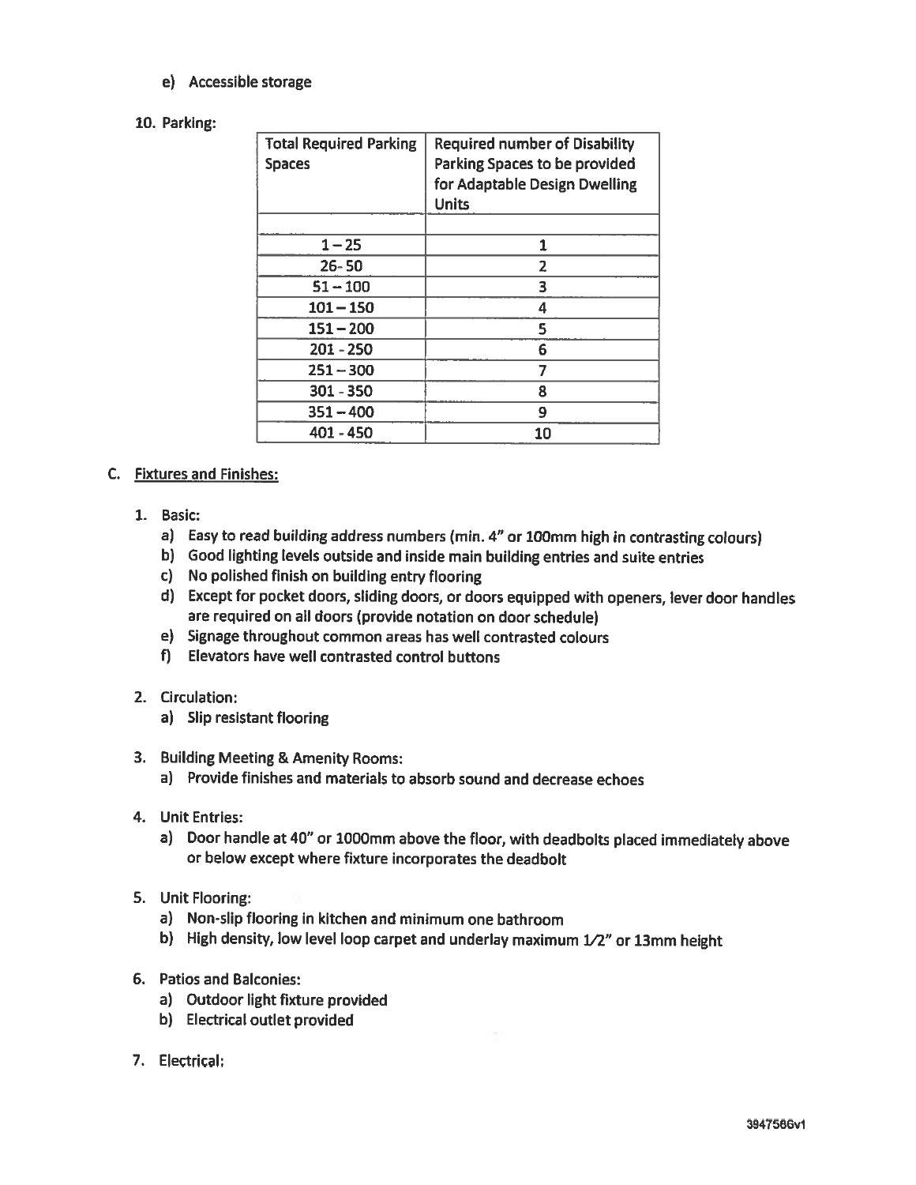e) Accessible storage

10. Parking:

| Total Required Parking Spaces | Required number of Disability Parking Spaces to be provided for Adaptable Design Dwelling Units |
|---|---|
| | |
| 1 – 25 | 1 |
| 26- 50 | 2 |
| 51 – 100 | 3 |
| 101 – 150 | 4 |
| 151 – 200 | 5 |
| 201 - 250 | 6 |
| 251 – 300 | 7 |
| 301 - 350 | 8 |
| 351 – 400 | 9 |
| 401 - 450 | 10 |

C. Fixtures and Finishes:

1. Basic:
   a) Easy to read building address numbers (min. 4" or 100mm high in contrasting colours)
   b) Good lighting levels outside and inside main building entries and suite entries
   c) No polished finish on building entry flooring
   d) Except for pocket doors, sliding doors, or doors equipped with openers, lever door handles are required on all doors (provide notation on door schedule)
   e) Signage throughout common areas has well contrasted colours
   f) Elevators have well contrasted control buttons

2. Circulation:
   a) Slip resistant flooring

3. Building Meeting & Amenity Rooms:
   a) Provide finishes and materials to absorb sound and decrease echoes

4. Unit Entries:
   a) Door handle at 40" or 1000mm above the floor, with deadbolts placed immediately above or below except where fixture incorporates the deadbolt

5. Unit Flooring:
   a) Non-slip flooring in kitchen and minimum one bathroom
   b) High density, low level loop carpet and underlay maximum 1/2" or 13mm height

6. Patios and Balconies:
   a) Outdoor light fixture provided
   b) Electrical outlet provided

7. Electrical: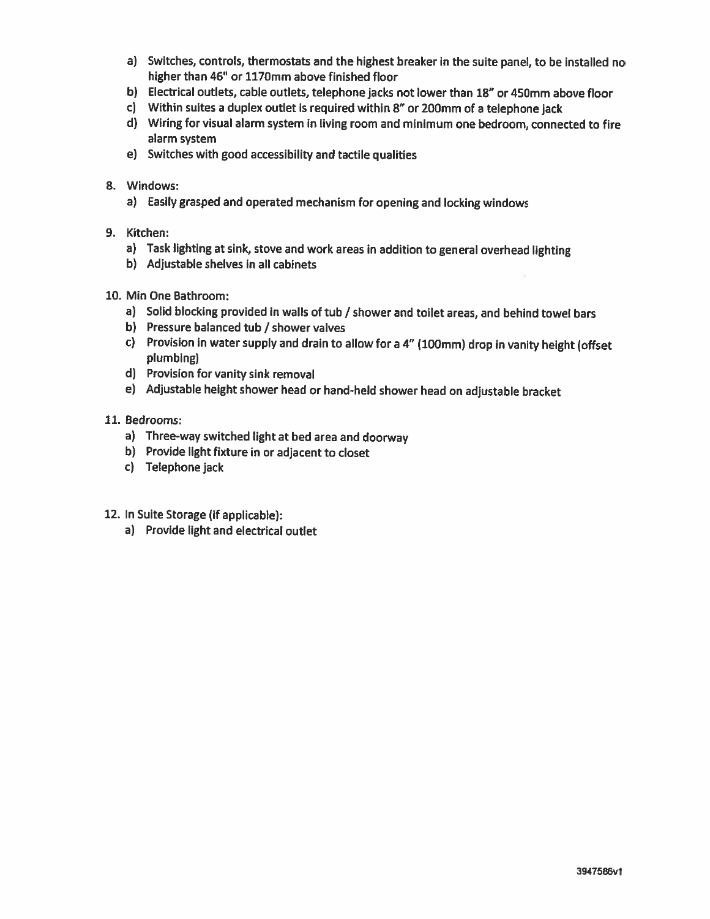a) Switches, controls, thermostats and the highest breaker in the suite panel, to be installed no higher than 46" or 1170mm above finished floor
b) Electrical outlets, cable outlets, telephone jacks not lower than 18" or 450mm above floor
c) Within suites a duplex outlet is required within 8" or 200mm of a telephone jack
d) Wiring for visual alarm system in living room and minimum one bedroom, connected to fire alarm system
e) Switches with good accessibility and tactile qualities

8. Windows:
   a) Easily grasped and operated mechanism for opening and locking windows

9. Kitchen:
   a) Task lighting at sink, stove and work areas in addition to general overhead lighting
   b) Adjustable shelves in all cabinets

10. Min One Bathroom:
    a) Solid blocking provided in walls of tub / shower and toilet areas, and behind towel bars
    b) Pressure balanced tub / shower valves
    c) Provision in water supply and drain to allow for a 4" (100mm) drop in vanity height (offset plumbing)
    d) Provision for vanity sink removal
    e) Adjustable height shower head or hand-held shower head on adjustable bracket

11. Bedrooms:
    a) Three-way switched light at bed area and doorway
    b) Provide light fixture in or adjacent to closet
    c) Telephone jack

12. In Suite Storage (if applicable):
    a) Provide light and electrical outlet

3947586v1